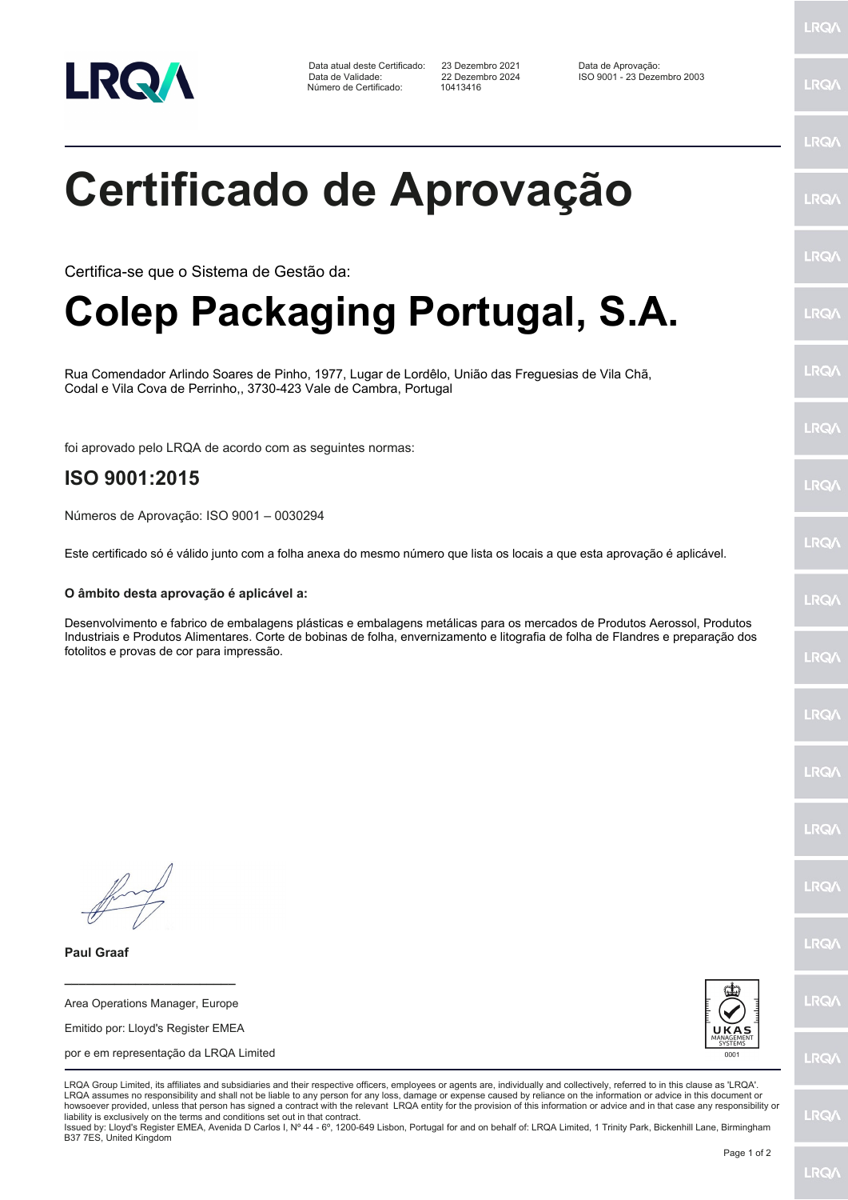LRQA

| | | | |
|---|---|---|---|
| Data atual deste Certificado: | 23 Dezembro 2021 | Data de Aprovação: | |
| Data de Validade: | 22 Dezembro 2024 | ISO 9001 - 23 Dezembro 2003 | |
| Número de Certificado: | 10413416 | | |

# Certificado de Aprovação

Certifica-se que o Sistema de Gestão da:

# Colep Packaging Portugal, S.A.

Rua Comendador Arlindo Soares de Pinho, 1977, Lugar de Lordêlo, União das Freguesias de Vila Chã, Codal e Vila Cova de Perrinho,, 3730-423 Vale de Cambra, Portugal

foi aprovado pelo LRQA de acordo com as seguintes normas:

## ISO 9001:2015

Números de Aprovação: ISO 9001 – 0030294

Este certificado só é válido junto com a folha anexa do mesmo número que lista os locais a que esta aprovação é aplicável.

**O âmbito desta aprovação é aplicável a:**

Desenvolvimento e fabrico de embalagens plásticas e embalagens metálicas para os mercados de Produtos Aerossol, Produtos Industriais e Produtos Alimentares. Corte de bobinas de folha, envernizamento e litografia de folha de Flandres e preparação dos fotolitos e provas de cor para impressão.

**Paul Graaf**

Area Operations Manager, Europe

Emitido por: Lloyd's Register EMEA

por e em representação da LRQA Limited

UKAS MANAGEMENT SYSTEMS 0001

LRQA Group Limited, its affiliates and subsidiaries and their respective officers, employees or agents are, individually and collectively, referred to in this clause as 'LRQA'. LRQA assumes no responsibility and shall not be liable to any person for any loss, damage or expense caused by reliance on the information or advice in this document or howsoever provided, unless that person has signed a contract with the relevant LRQA entity for the provision of this information or advice and in that case any responsibility or liability is exclusively on the terms and conditions set out in that contract.
Issued by: Lloyd's Register EMEA, Avenida D Carlos I, Nº 44 - 6º, 1200-649 Lisbon, Portugal for and on behalf of: LRQA Limited, 1 Trinity Park, Bickenhill Lane, Birmingham B37 7ES, United Kingdom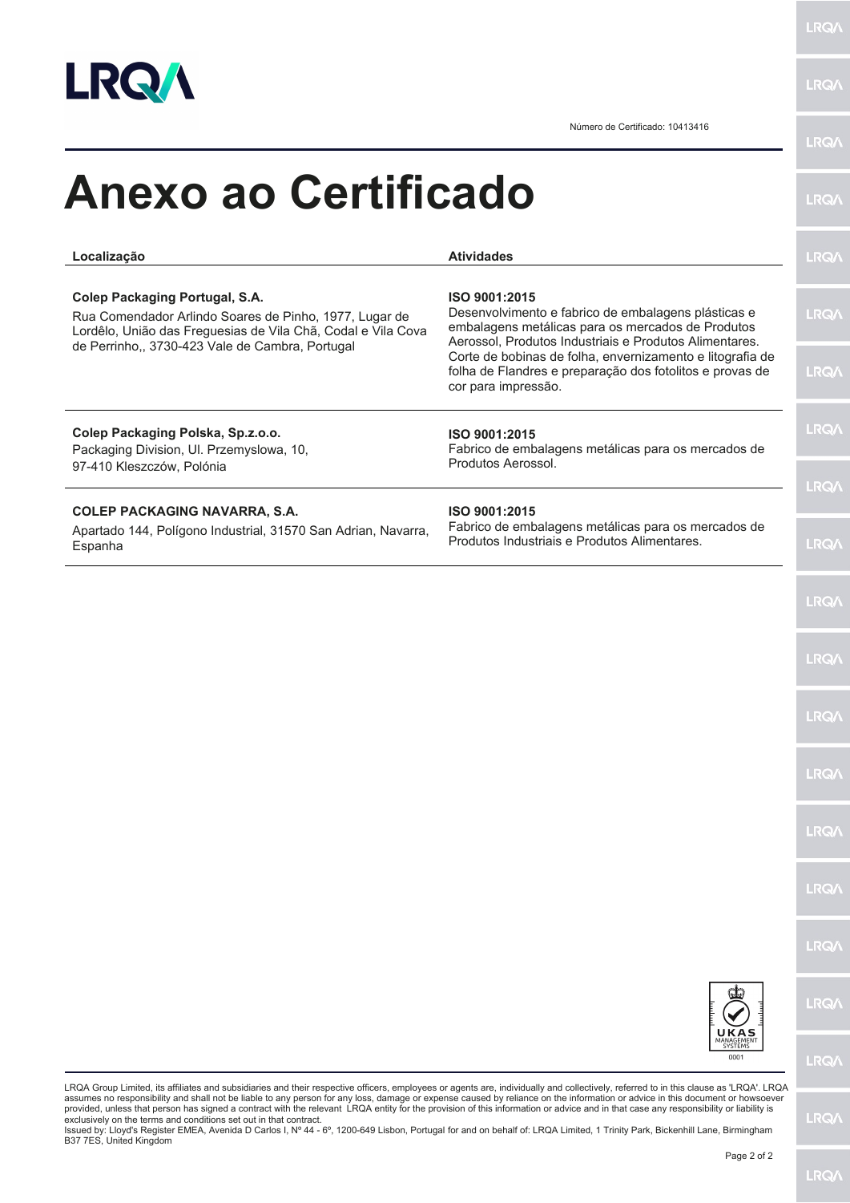Número de Certificado: 10413416

# Anexo ao Certificado

| Localização | Atividades |
| --- | --- |
| **Colep Packaging Portugal, S.A.** Rua Comendador Arlindo Soares de Pinho, 1977, Lugar de Lordêlo, União das Freguesias de Vila Chã, Codal e Vila Cova de Perrinho,, 3730-423 Vale de Cambra, Portugal | **ISO 9001:2015** Desenvolvimento e fabrico de embalagens plásticas e embalagens metálicas para os mercados de Produtos Aerossol, Produtos Industriais e Produtos Alimentares. Corte de bobinas de folha, envernizamento e litografia de folha de Flandres e preparação dos fotolitos e provas de cor para impressão. |
| **Colep Packaging Polska, Sp.z.o.o.** Packaging Division, Ul. Przemyslowa, 10, 97-410 Kleszczów, Polónia | **ISO 9001:2015** Fabrico de embalagens metálicas para os mercados de Produtos Aerossol. |
| **COLEP PACKAGING NAVARRA, S.A.** Apartado 144, Polígono Industrial, 31570 San Adrian, Navarra, Espanha | **ISO 9001:2015** Fabrico de embalagens metálicas para os mercados de Produtos Industriais e Produtos Alimentares. |

UKAS MANAGEMENT SYSTEMS 0001

LRQA Group Limited, its affiliates and subsidiaries and their respective officers, employees or agents are, individually and collectively, referred to in this clause as 'LRQA'. LRQA assumes no responsibility and shall not be liable to any person for any loss, damage or expense caused by reliance on the information or advice in this document or howsoever provided, unless that person has signed a contract with the relevant LRQA entity for the provision of this information or advice and in that case any responsibility or liability is exclusively on the terms and conditions set out in that contract.
Issued by: Lloyd's Register EMEA, Avenida D Carlos I, Nº 44 - 6º, 1200-649 Lisbon, Portugal for and on behalf of: LRQA Limited, 1 Trinity Park, Bickenhill Lane, Birmingham B37 7ES, United Kingdom